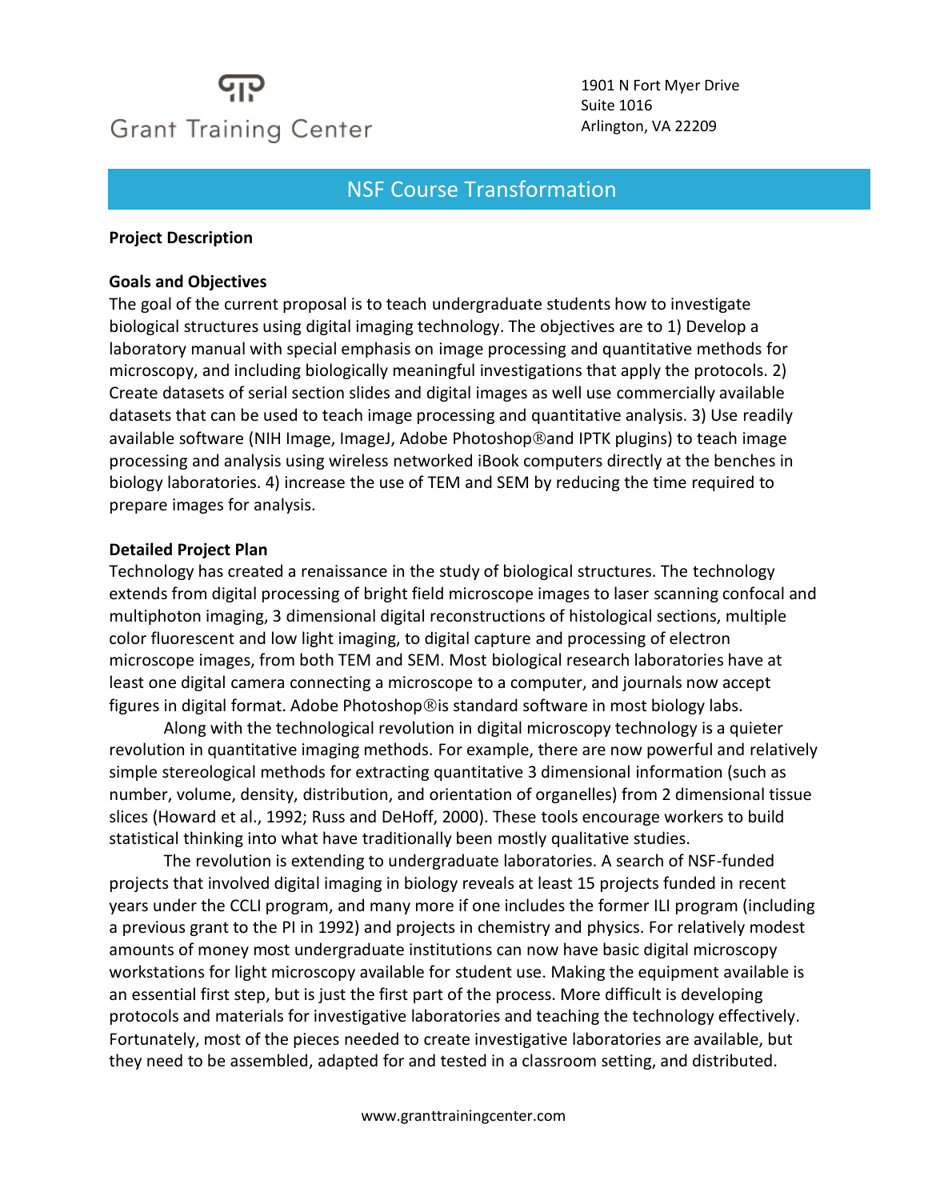Grant Training Center

1901 N Fort Myer Drive
Suite 1016
Arlington, VA 22209

# NSF Course Transformation

## Project Description

### Goals and Objectives

The goal of the current proposal is to teach undergraduate students how to investigate biological structures using digital imaging technology. The objectives are to 1) Develop a laboratory manual with special emphasis on image processing and quantitative methods for microscopy, and including biologically meaningful investigations that apply the protocols. 2) Create datasets of serial section slides and digital images as well use commercially available datasets that can be used to teach image processing and quantitative analysis. 3) Use readily available software (NIH Image, ImageJ, Adobe Photoshop®and IPTK plugins) to teach image processing and analysis using wireless networked iBook computers directly at the benches in biology laboratories. 4) increase the use of TEM and SEM by reducing the time required to prepare images for analysis.

### Detailed Project Plan

Technology has created a renaissance in the study of biological structures. The technology extends from digital processing of bright field microscope images to laser scanning confocal and multiphoton imaging, 3 dimensional digital reconstructions of histological sections, multiple color fluorescent and low light imaging, to digital capture and processing of electron microscope images, from both TEM and SEM. Most biological research laboratories have at least one digital camera connecting a microscope to a computer, and journals now accept figures in digital format. Adobe Photoshop®is standard software in most biology labs.

Along with the technological revolution in digital microscopy technology is a quieter revolution in quantitative imaging methods. For example, there are now powerful and relatively simple stereological methods for extracting quantitative 3 dimensional information (such as number, volume, density, distribution, and orientation of organelles) from 2 dimensional tissue slices (Howard et al., 1992; Russ and DeHoff, 2000). These tools encourage workers to build statistical thinking into what have traditionally been mostly qualitative studies.

The revolution is extending to undergraduate laboratories. A search of NSF-funded projects that involved digital imaging in biology reveals at least 15 projects funded in recent years under the CCLI program, and many more if one includes the former ILI program (including a previous grant to the PI in 1992) and projects in chemistry and physics. For relatively modest amounts of money most undergraduate institutions can now have basic digital microscopy workstations for light microscopy available for student use. Making the equipment available is an essential first step, but is just the first part of the process. More difficult is developing protocols and materials for investigative laboratories and teaching the technology effectively. Fortunately, most of the pieces needed to create investigative laboratories are available, but they need to be assembled, adapted for and tested in a classroom setting, and distributed.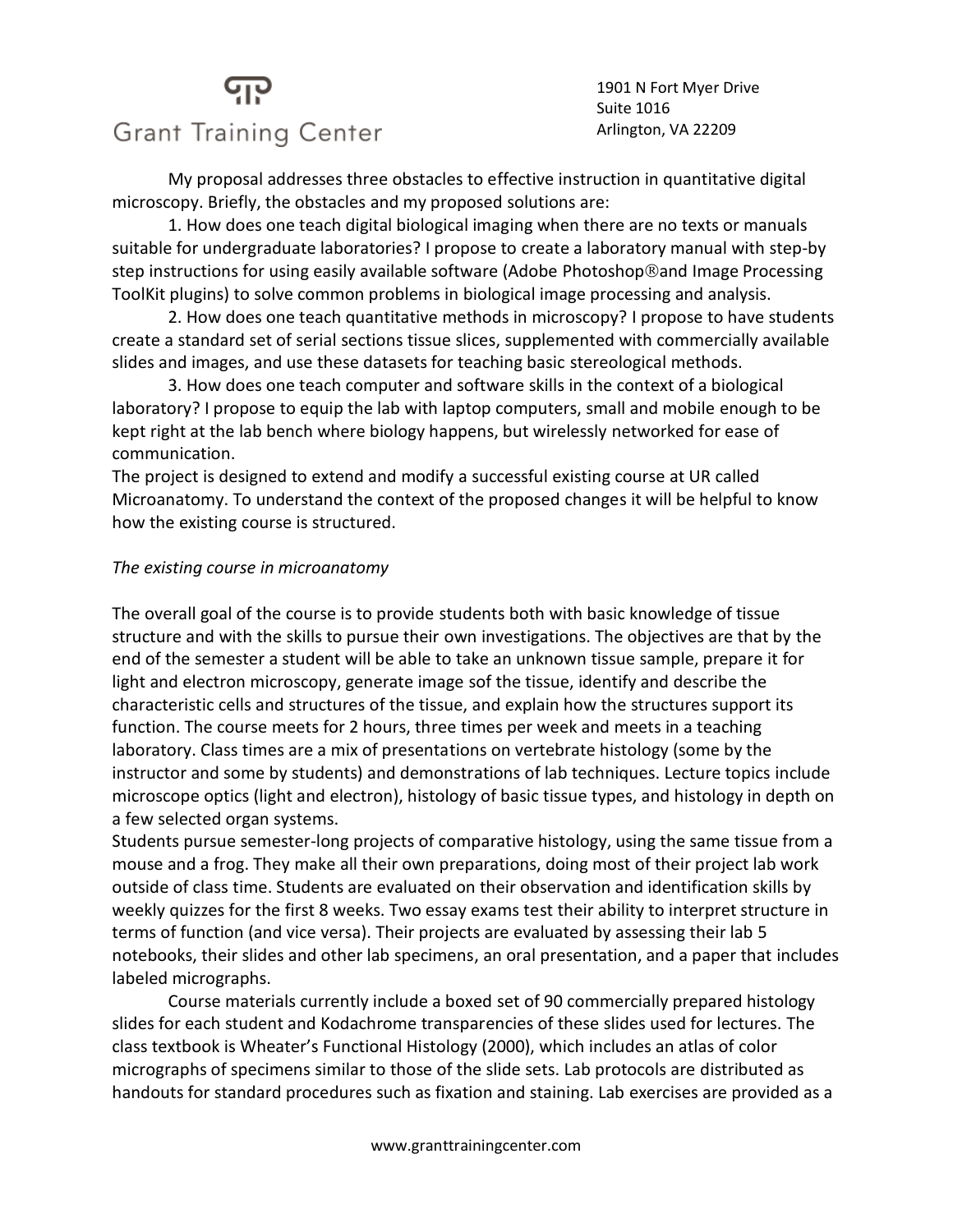My proposal addresses three obstacles to effective instruction in quantitative digital microscopy. Briefly, the obstacles and my proposed solutions are:

1. How does one teach digital biological imaging when there are no texts or manuals suitable for undergraduate laboratories? I propose to create a laboratory manual with step-by step instructions for using easily available software (Adobe Photoshop®and Image Processing ToolKit plugins) to solve common problems in biological image processing and analysis.

2. How does one teach quantitative methods in microscopy? I propose to have students create a standard set of serial sections tissue slices, supplemented with commercially available slides and images, and use these datasets for teaching basic stereological methods.

3. How does one teach computer and software skills in the context of a biological laboratory? I propose to equip the lab with laptop computers, small and mobile enough to be kept right at the lab bench where biology happens, but wirelessly networked for ease of communication.

The project is designed to extend and modify a successful existing course at UR called Microanatomy. To understand the context of the proposed changes it will be helpful to know how the existing course is structured.

*The existing course in microanatomy*

The overall goal of the course is to provide students both with basic knowledge of tissue structure and with the skills to pursue their own investigations. The objectives are that by the end of the semester a student will be able to take an unknown tissue sample, prepare it for light and electron microscopy, generate image sof the tissue, identify and describe the characteristic cells and structures of the tissue, and explain how the structures support its function. The course meets for 2 hours, three times per week and meets in a teaching laboratory. Class times are a mix of presentations on vertebrate histology (some by the instructor and some by students) and demonstrations of lab techniques. Lecture topics include microscope optics (light and electron), histology of basic tissue types, and histology in depth on a few selected organ systems.

Students pursue semester-long projects of comparative histology, using the same tissue from a mouse and a frog. They make all their own preparations, doing most of their project lab work outside of class time. Students are evaluated on their observation and identification skills by weekly quizzes for the first 8 weeks. Two essay exams test their ability to interpret structure in terms of function (and vice versa). Their projects are evaluated by assessing their lab 5 notebooks, their slides and other lab specimens, an oral presentation, and a paper that includes labeled micrographs.

Course materials currently include a boxed set of 90 commercially prepared histology slides for each student and Kodachrome transparencies of these slides used for lectures. The class textbook is Wheater's Functional Histology (2000), which includes an atlas of color micrographs of specimens similar to those of the slide sets. Lab protocols are distributed as handouts for standard procedures such as fixation and staining. Lab exercises are provided as a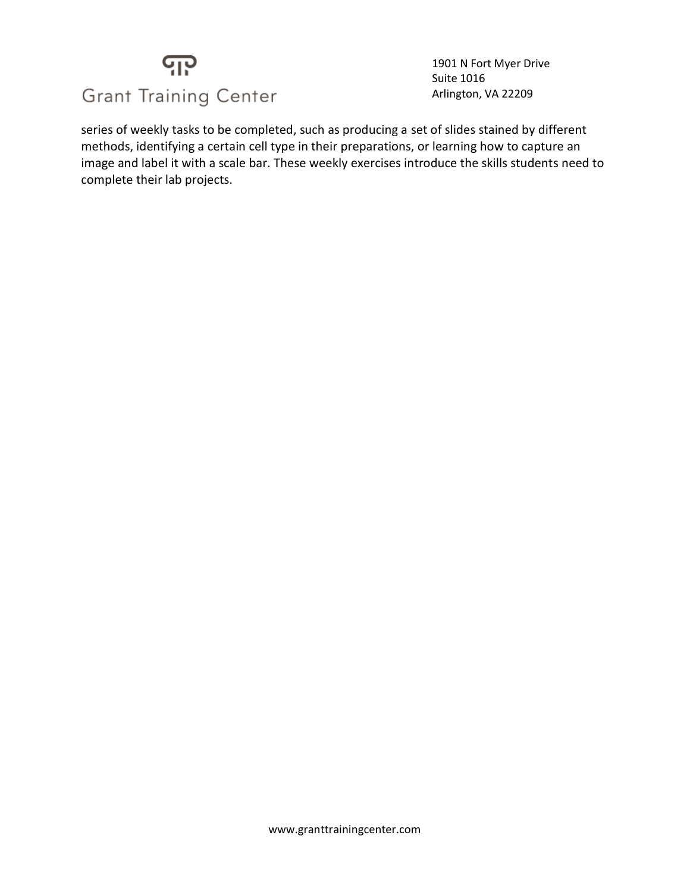series of weekly tasks to be completed, such as producing a set of slides stained by different methods, identifying a certain cell type in their preparations, or learning how to capture an image and label it with a scale bar. These weekly exercises introduce the skills students need to complete their lab projects.